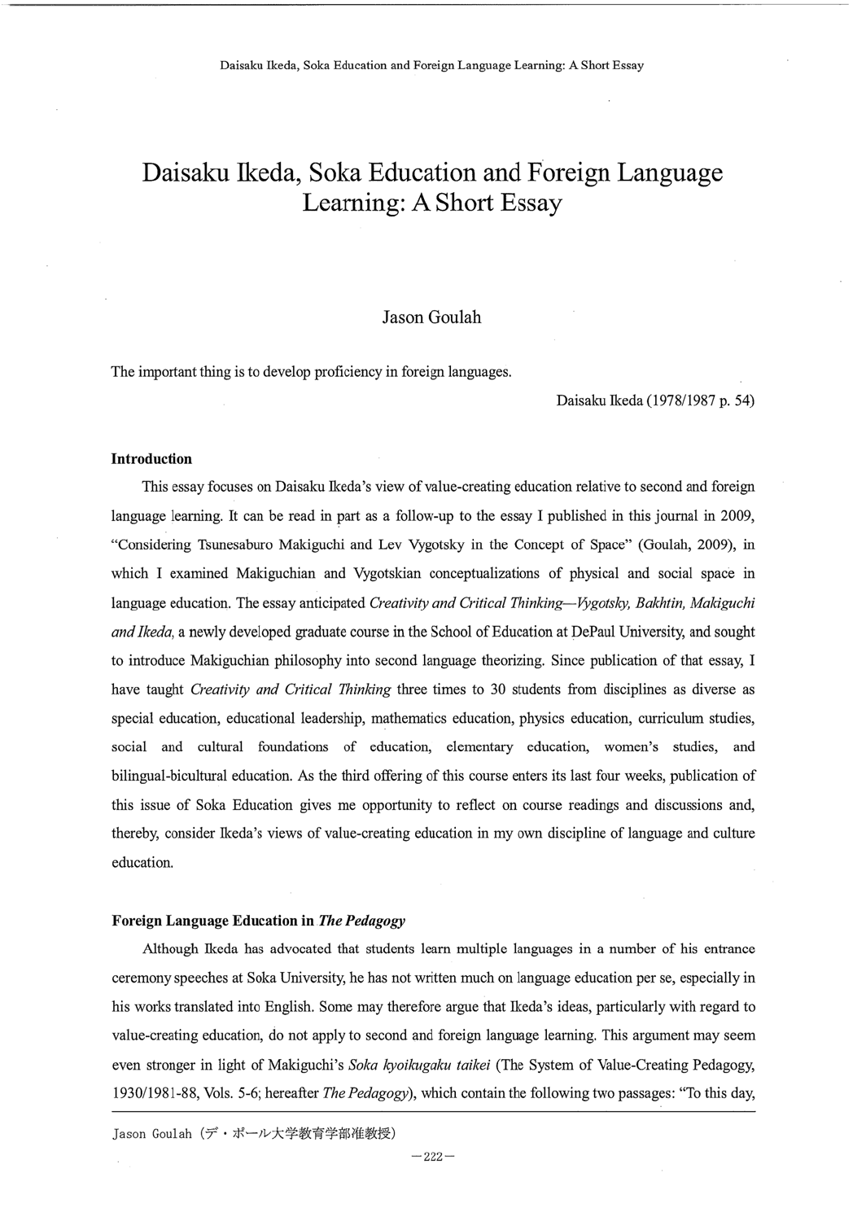# Daisaku Ikeda, Soka Education and Foreign Language Learning: A Short Essay

Jason Goulah

The important thing is to develop proficiency in foreign languages.

Daisaku Ikeda (1978/1987 p. 54)

### Introduction

This essay focuses on Daisaku Ikeda's view of value-creating education relative to second and foreign language learning. It can be read in part as a follow-up to the essay I published in this journal in 2009, "Considering Tsunesaburo Makiguchi and Lev Vygotsky in the Concept of Space" (Goulah, 2009), in which I examined Makiguchian and Vygotskian conceptualizations of physical and social space in language education. The essay anticipated *Creativity and Critical Thinking—Vygotsky, Bakhtin, Makiguchi and Ikeda*, a newly developed graduate course in the School of Education at DePaul University, and sought to introduce Makiguchian philosophy into second language theorizing. Since publication of that essay, I have taught *Creativity and Critical Thinking* three times to 30 students from disciplines as diverse as special education, educational leadership, mathematics education, physics education, curriculum studies, social and cultural foundations of education, elementary education, women's studies, and bilingual-bicultural education. As the third offering of this course enters its last four weeks, publication of this issue of Soka Education gives me opportunity to reflect on course readings and discussions and, thereby, consider Ikeda's views of value-creating education in my own discipline of language and culture education.

### Foreign Language Education in *The Pedagogy*

Although Ikeda has advocated that students learn multiple languages in a number of his entrance ceremony speeches at Soka University, he has not written much on language education per se, especially in his works translated into English. Some may therefore argue that Ikeda's ideas, particularly with regard to value-creating education, do not apply to second and foreign language learning. This argument may seem even stronger in light of Makiguchi's *Soka kyoikugaku taikei* (The System of Value-Creating Pedagogy, 1930/1981-88, Vols. 5-6; hereafter *The Pedagogy*), which contain the following two passages: "To this day,

Jason Goulah（デ・ポール大学教育学部准教授）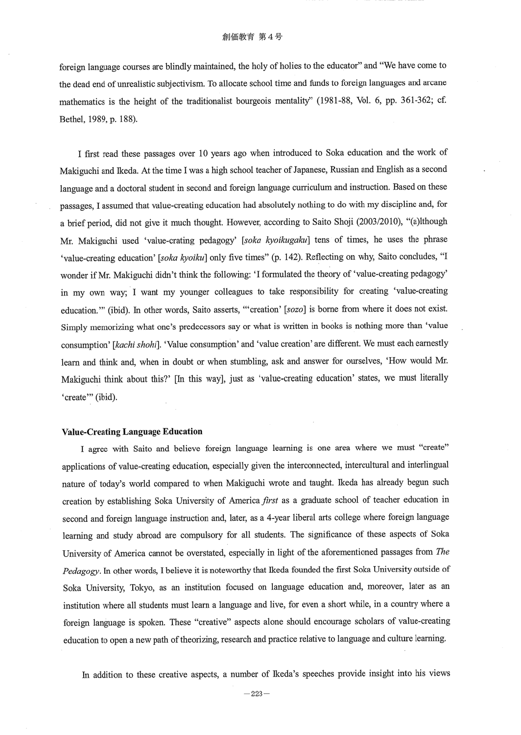foreign language courses are blindly maintained, the holy of holies to the educator" and "We have come to the dead end of unrealistic subjectivism. To allocate school time and funds to foreign languages and arcane mathematics is the height of the traditionalist bourgeois mentality" (1981-88, Vol. 6, pp. 361-362; cf. Bethel, 1989, p. 188).

I first read these passages over 10 years ago when introduced to Soka education and the work of Makiguchi and Ikeda. At the time I was a high school teacher of Japanese, Russian and English as a second language and a doctoral student in second and foreign language curriculum and instruction. Based on these passages, I assumed that value-creating education had absolutely nothing to do with my discipline and, for a brief period, did not give it much thought. However, according to Saito Shoji (2003/2010), "(a)lthough Mr. Makiguchi used 'value-crating pedagogy' [*soka kyoikugaku*] tens of times, he uses the phrase 'value-creating education' [*soka kyoiku*] only five times" (p. 142). Reflecting on why, Saito concludes, "I wonder if Mr. Makiguchi didn't think the following: 'I formulated the theory of 'value-creating pedagogy' in my own way; I want my younger colleagues to take responsibility for creating 'value-creating education.'" (ibid). In other words, Saito asserts, "'creation' [*sozo*] is borne from where it does not exist. Simply memorizing what one's predecessors say or what is written in books is nothing more than 'value consumption' [*kachi shohi*]. 'Value consumption' and 'value creation' are different. We must each earnestly learn and think and, when in doubt or when stumbling, ask and answer for ourselves, 'How would Mr. Makiguchi think about this?' [In this way], just as 'value-creating education' states, we must literally 'create'" (ibid).

### Value-Creating Language Education

I agree with Saito and believe foreign language learning is one area where we must "create" applications of value-creating education, especially given the interconnected, intercultural and interlingual nature of today's world compared to when Makiguchi wrote and taught. Ikeda has already begun such creation by establishing Soka University of America *first* as a graduate school of teacher education in second and foreign language instruction and, later, as a 4-year liberal arts college where foreign language learning and study abroad are compulsory for all students. The significance of these aspects of Soka University of America cannot be overstated, especially in light of the aforementioned passages from *The Pedagogy*. In other words, I believe it is noteworthy that Ikeda founded the first Soka University outside of Soka University, Tokyo, as an institution focused on language education and, moreover, later as an institution where all students must learn a language and live, for even a short while, in a country where a foreign language is spoken. These "creative" aspects alone should encourage scholars of value-creating education to open a new path of theorizing, research and practice relative to language and culture learning.

In addition to these creative aspects, a number of Ikeda's speeches provide insight into his views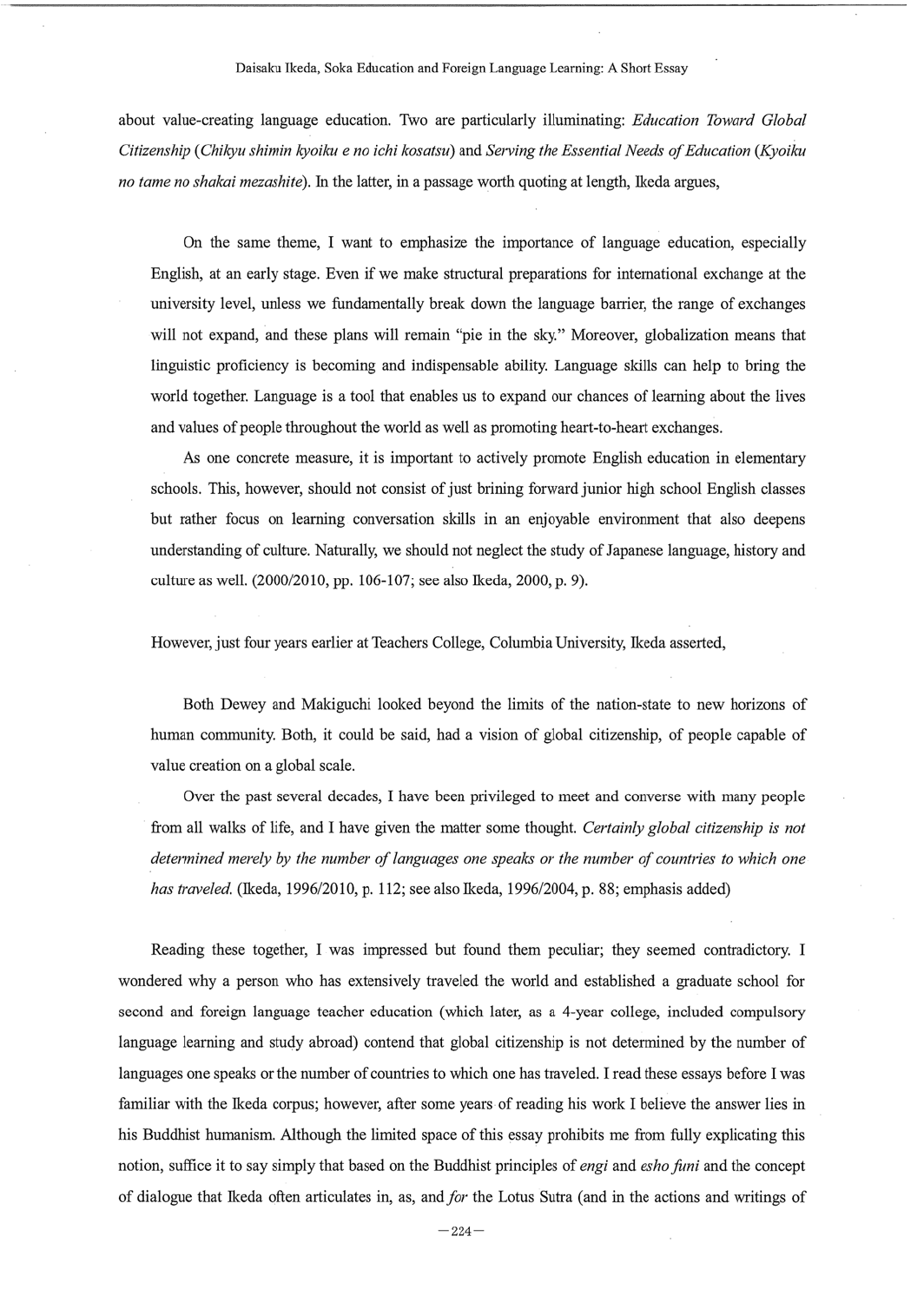about value-creating language education. Two are particularly illuminating: *Education Toward Global Citizenship* (*Chikyu shimin kyoiku e no ichi kosatsu*) and *Serving the Essential Needs of Education* (*Kyoiku no tame no shakai mezashite*). In the latter, in a passage worth quoting at length, Ikeda argues,

> On the same theme, I want to emphasize the importance of language education, especially English, at an early stage. Even if we make structural preparations for international exchange at the university level, unless we fundamentally break down the language barrier, the range of exchanges will not expand, and these plans will remain "pie in the sky." Moreover, globalization means that linguistic proficiency is becoming and indispensable ability. Language skills can help to bring the world together. Language is a tool that enables us to expand our chances of learning about the lives and values of people throughout the world as well as promoting heart-to-heart exchanges.
>
> As one concrete measure, it is important to actively promote English education in elementary schools. This, however, should not consist of just brining forward junior high school English classes but rather focus on learning conversation skills in an enjoyable environment that also deepens understanding of culture. Naturally, we should not neglect the study of Japanese language, history and culture as well. (2000/2010, pp. 106-107; see also Ikeda, 2000, p. 9).

However, just four years earlier at Teachers College, Columbia University, Ikeda asserted,

> Both Dewey and Makiguchi looked beyond the limits of the nation-state to new horizons of human community. Both, it could be said, had a vision of global citizenship, of people capable of value creation on a global scale.
>
> Over the past several decades, I have been privileged to meet and converse with many people from all walks of life, and I have given the matter some thought. *Certainly global citizenship is not determined merely by the number of languages one speaks or the number of countries to which one has traveled.* (Ikeda, 1996/2010, p. 112; see also Ikeda, 1996/2004, p. 88; emphasis added)

Reading these together, I was impressed but found them peculiar; they seemed contradictory. I wondered why a person who has extensively traveled the world and established a graduate school for second and foreign language teacher education (which later, as a 4-year college, included compulsory language learning and study abroad) contend that global citizenship is not determined by the number of languages one speaks or the number of countries to which one has traveled. I read these essays before I was familiar with the Ikeda corpus; however, after some years of reading his work I believe the answer lies in his Buddhist humanism. Although the limited space of this essay prohibits me from fully explicating this notion, suffice it to say simply that based on the Buddhist principles of *engi* and *esho funi* and the concept of dialogue that Ikeda often articulates in, as, and *for* the Lotus Sutra (and in the actions and writings of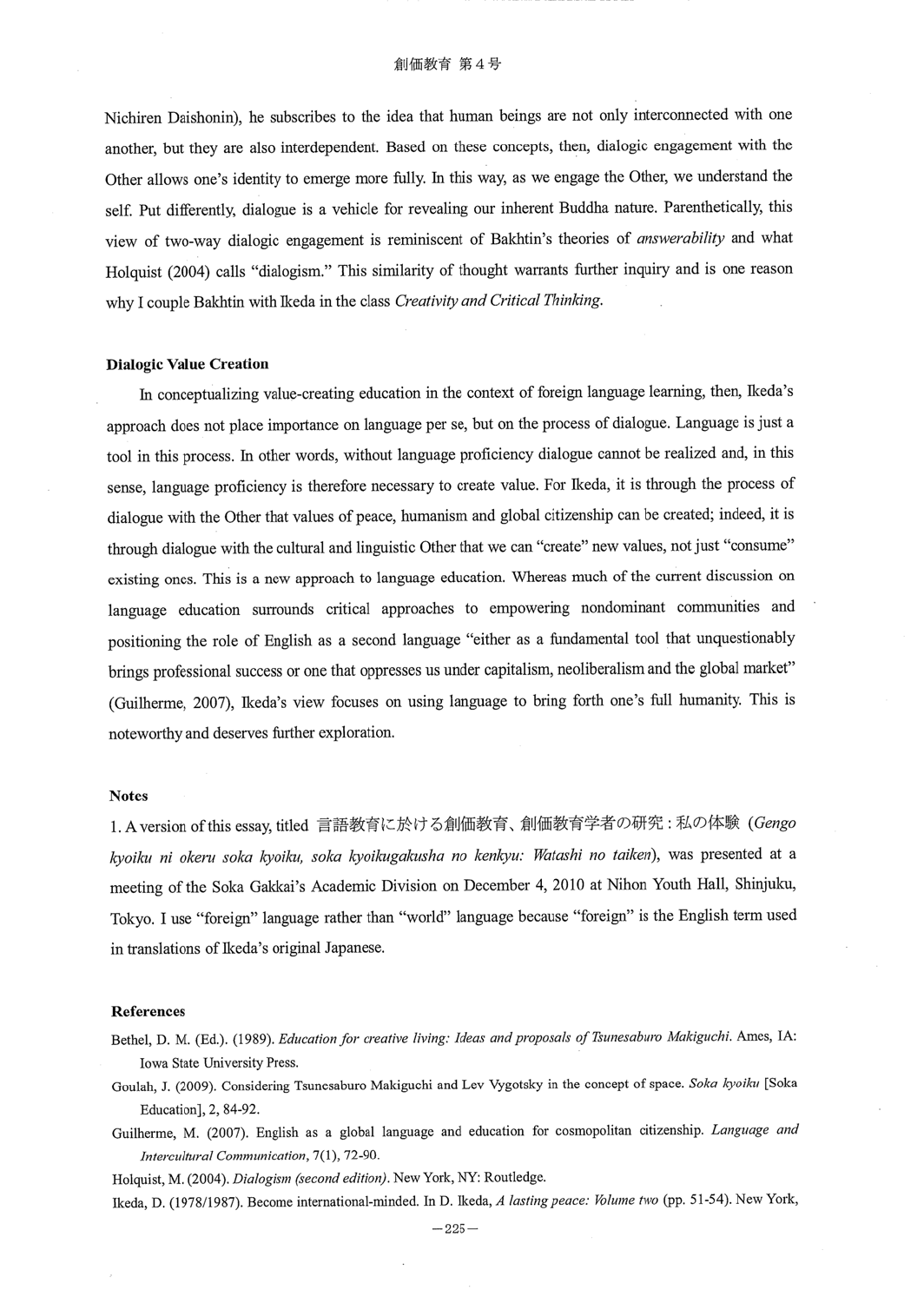Nichiren Daishonin), he subscribes to the idea that human beings are not only interconnected with one another, but they are also interdependent. Based on these concepts, then, dialogic engagement with the Other allows one's identity to emerge more fully. In this way, as we engage the Other, we understand the self. Put differently, dialogue is a vehicle for revealing our inherent Buddha nature. Parenthetically, this view of two-way dialogic engagement is reminiscent of Bakhtin's theories of *answerability* and what Holquist (2004) calls "dialogism." This similarity of thought warrants further inquiry and is one reason why I couple Bakhtin with Ikeda in the class *Creativity and Critical Thinking*.

### Dialogic Value Creation

In conceptualizing value-creating education in the context of foreign language learning, then, Ikeda's approach does not place importance on language per se, but on the process of dialogue. Language is just a tool in this process. In other words, without language proficiency dialogue cannot be realized and, in this sense, language proficiency is therefore necessary to create value. For Ikeda, it is through the process of dialogue with the Other that values of peace, humanism and global citizenship can be created; indeed, it is through dialogue with the cultural and linguistic Other that we can "create" new values, not just "consume" existing ones. This is a new approach to language education. Whereas much of the current discussion on language education surrounds critical approaches to empowering nondominant communities and positioning the role of English as a second language "either as a fundamental tool that unquestionably brings professional success or one that oppresses us under capitalism, neoliberalism and the global market" (Guilherme, 2007), Ikeda's view focuses on using language to bring forth one's full humanity. This is noteworthy and deserves further exploration.

### Notes

1. A version of this essay, titled 言語教育に於ける創価教育、創価教育学者の研究：私の体験 (*Gengo kyoiku ni okeru soka kyoiku, soka kyoikugakusha no kenkyu: Watashi no taiken*), was presented at a meeting of the Soka Gakkai's Academic Division on December 4, 2010 at Nihon Youth Hall, Shinjuku, Tokyo. I use "foreign" language rather than "world" language because "foreign" is the English term used in translations of Ikeda's original Japanese.

### References

Bethel, D. M. (Ed.). (1989). *Education for creative living: Ideas and proposals of Tsunesaburo Makiguchi*. Ames, IA: Iowa State University Press.

Goulah, J. (2009). Considering Tsunesaburo Makiguchi and Lev Vygotsky in the concept of space. *Soka kyoiku* [Soka Education], 2, 84-92.

Guilherme, M. (2007). English as a global language and education for cosmopolitan citizenship. *Language and Intercultural Communication*, 7(1), 72-90.

Holquist, M. (2004). *Dialogism (second edition)*. New York, NY: Routledge.

Ikeda, D. (1978/1987). Become international-minded. In D. Ikeda, *A lasting peace: Volume two* (pp. 51-54). New York,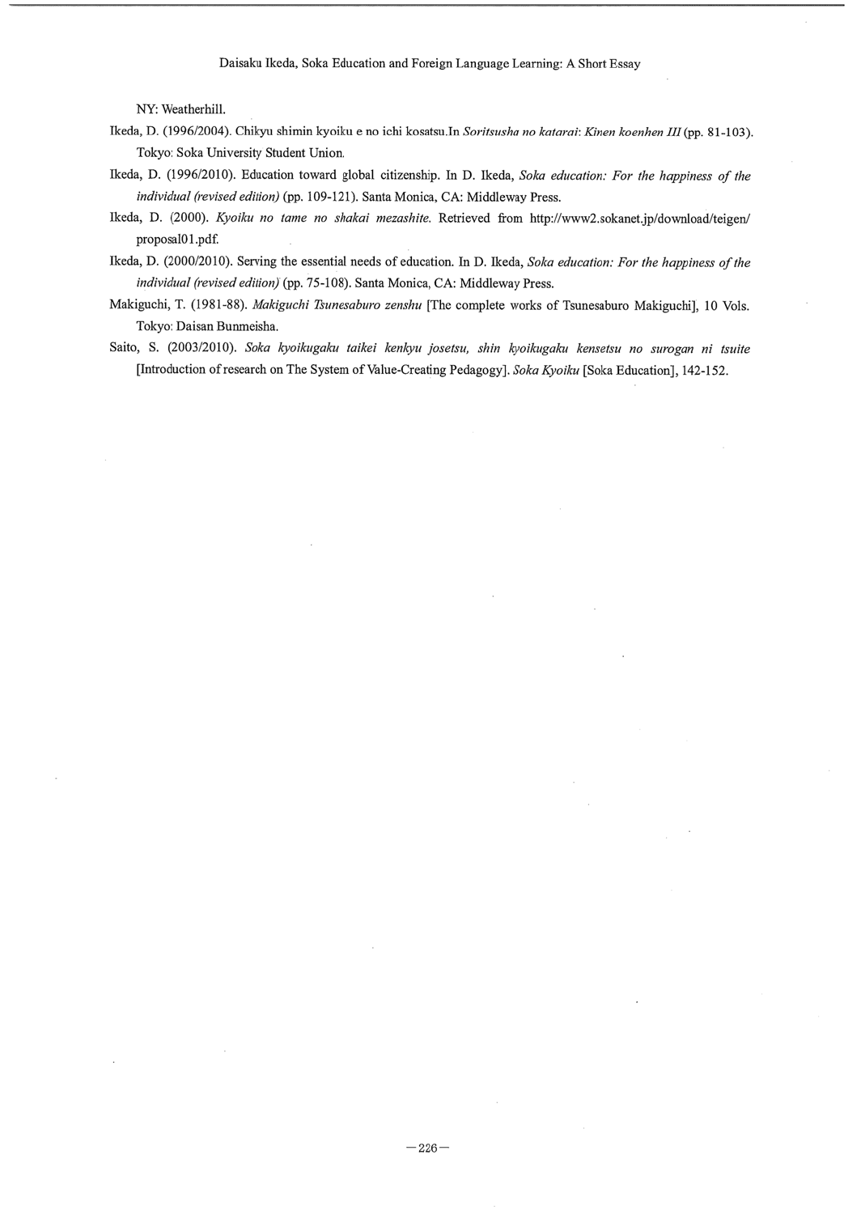NY: Weatherhill.

Ikeda, D. (1996/2004). Chikyu shimin kyoiku e no ichi kosatsu.In *Soritsusha no katarai: Kinen koenhen III* (pp. 81-103). Tokyo: Soka University Student Union.

Ikeda, D. (1996/2010). Education toward global citizenship. In D. Ikeda, *Soka education: For the happiness of the individual (revised edition)* (pp. 109-121). Santa Monica, CA: Middleway Press.

Ikeda, D. (2000). *Kyoiku no tame no shakai mezashite.* Retrieved from http://www2.sokanet.jp/download/teigen/proposal01.pdf.

Ikeda, D. (2000/2010). Serving the essential needs of education. In D. Ikeda, *Soka education: For the happiness of the individual (revised edition)* (pp. 75-108). Santa Monica, CA: Middleway Press.

Makiguchi, T. (1981-88). *Makiguchi Tsunesaburo zenshu* [The complete works of Tsunesaburo Makiguchi], 10 Vols. Tokyo: Daisan Bunmeisha.

Saito, S. (2003/2010). *Soka kyoikugaku taikei kenkyu josetsu, shin kyoikugaku kensetsu no surogan ni tsuite* [Introduction of research on The System of Value-Creating Pedagogy]. *Soka Kyoiku* [Soka Education], 142-152.